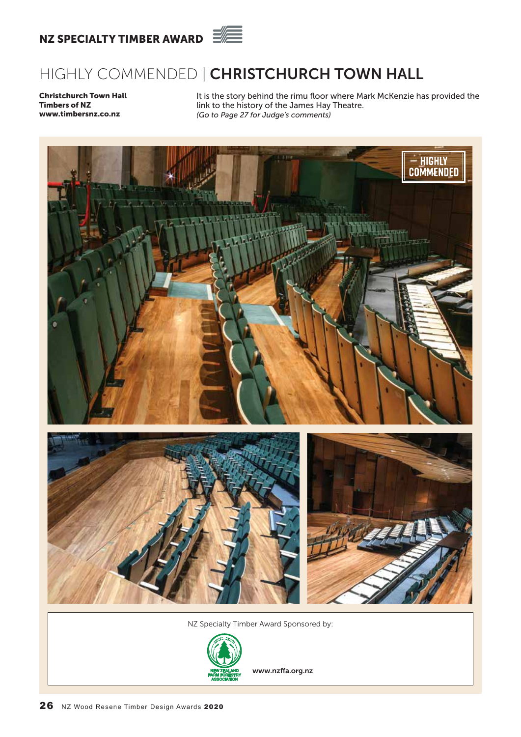NZ SPECIALTY TIMBER AWARD

# HIGHLY COMMENDED | **CHRISTCHURCH TOWN HALL**

**Christchurch Town Hall**
**Timbers of NZ**
**www.timbersnz.co.nz**

It is the story behind the rimu floor where Mark McKenzie has provided the link to the history of the James Hay Theatre.
*(Go to Page 27 for Judge's comments)*

NZ Specialty Timber Award Sponsored by:

NEW ZEALAND FARM FORESTRY ASSOCIATION

**www.nzffa.org.nz**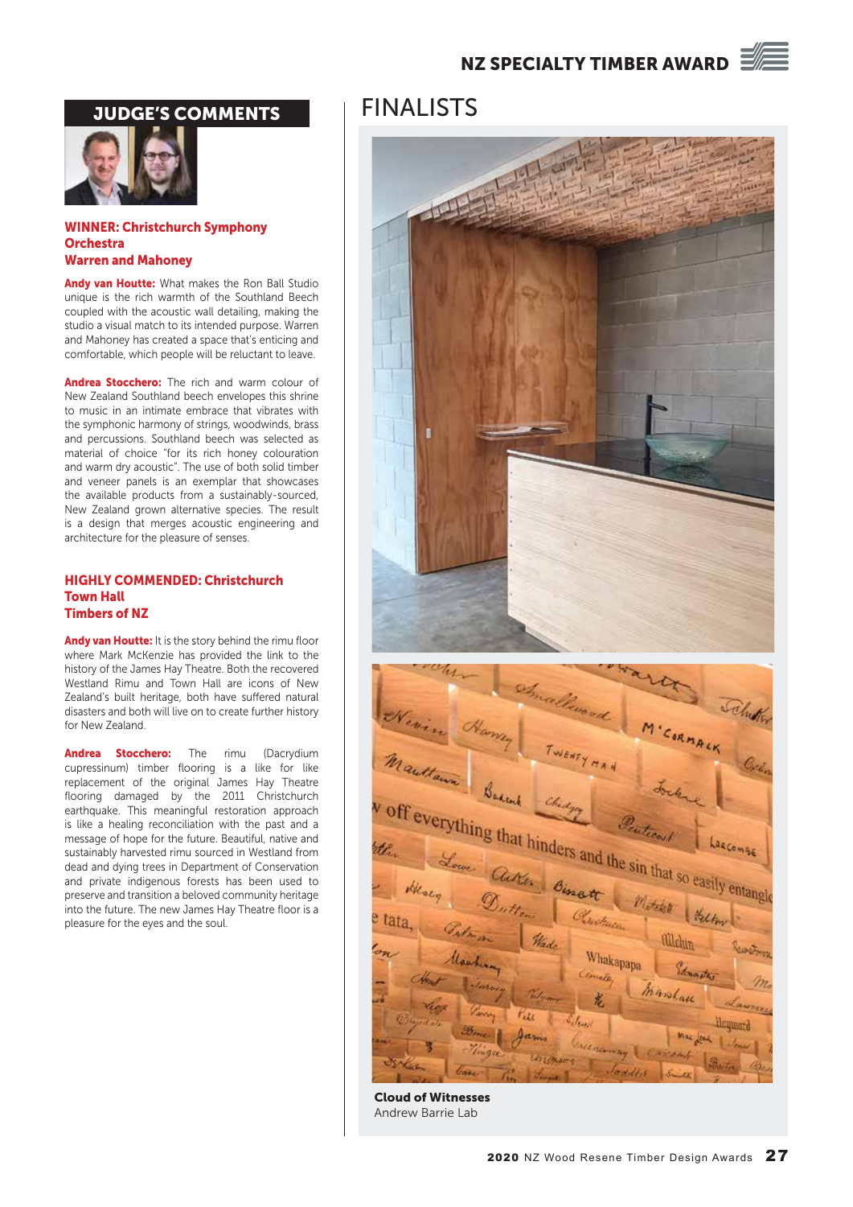# NZ SPECIALTY TIMBER AWARD

## JUDGE'S COMMENTS

### WINNER: Christchurch Symphony Orchestra
### Warren and Mahoney

**Andy van Houtte:** What makes the Ron Ball Studio unique is the rich warmth of the Southland Beech coupled with the acoustic wall detailing, making the studio a visual match to its intended purpose. Warren and Mahoney has created a space that's enticing and comfortable, which people will be reluctant to leave.

**Andrea Stocchero:** The rich and warm colour of New Zealand Southland beech envelopes this shrine to music in an intimate embrace that vibrates with the symphonic harmony of strings, woodwinds, brass and percussions. Southland beech was selected as material of choice "for its rich honey colouration and warm dry acoustic". The use of both solid timber and veneer panels is an exemplar that showcases the available products from a sustainably-sourced, New Zealand grown alternative species. The result is a design that merges acoustic engineering and architecture for the pleasure of senses.

### HIGHLY COMMENDED: Christchurch Town Hall
### Timbers of NZ

**Andy van Houtte:** It is the story behind the rimu floor where Mark McKenzie has provided the link to the history of the James Hay Theatre. Both the recovered Westland Rimu and Town Hall are icons of New Zealand's built heritage, both have suffered natural disasters and both will live on to create further history for New Zealand.

**Andrea Stocchero:** The rimu (Dacrydium cupressinum) timber flooring is a like for like replacement of the original James Hay Theatre flooring damaged by the 2011 Christchurch earthquake. This meaningful restoration approach is like a healing reconciliation with the past and a message of hope for the future. Beautiful, native and sustainably harvested rimu sourced in Westland from dead and dying trees in Department of Conservation and private indigenous forests has been used to preserve and transition a beloved community heritage into the future. The new James Hay Theatre floor is a pleasure for the eyes and the soul.

## FINALISTS

**Cloud of Witnesses**
Andrew Barrie Lab